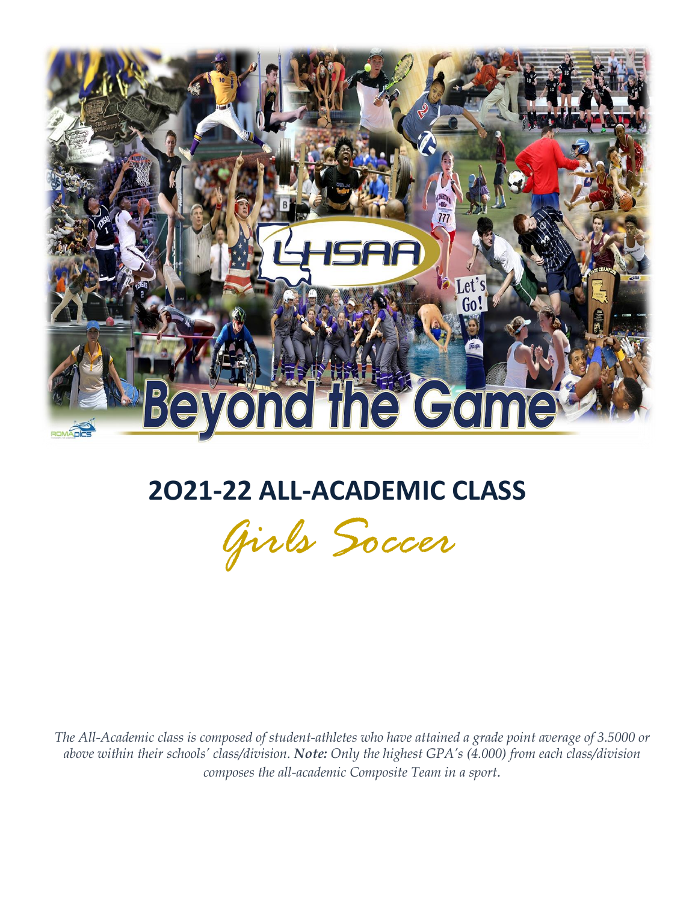# 2O21-22 ALL-ACADEMIC CLASS

## *Girls Soccer*

*The All-Academic class is composed of student-athletes who have attained a grade point average of 3.5000 or above within their schools' class/division. **Note:** Only the highest GPA's (4.000) from each class/division composes the all-academic Composite Team in a sport.*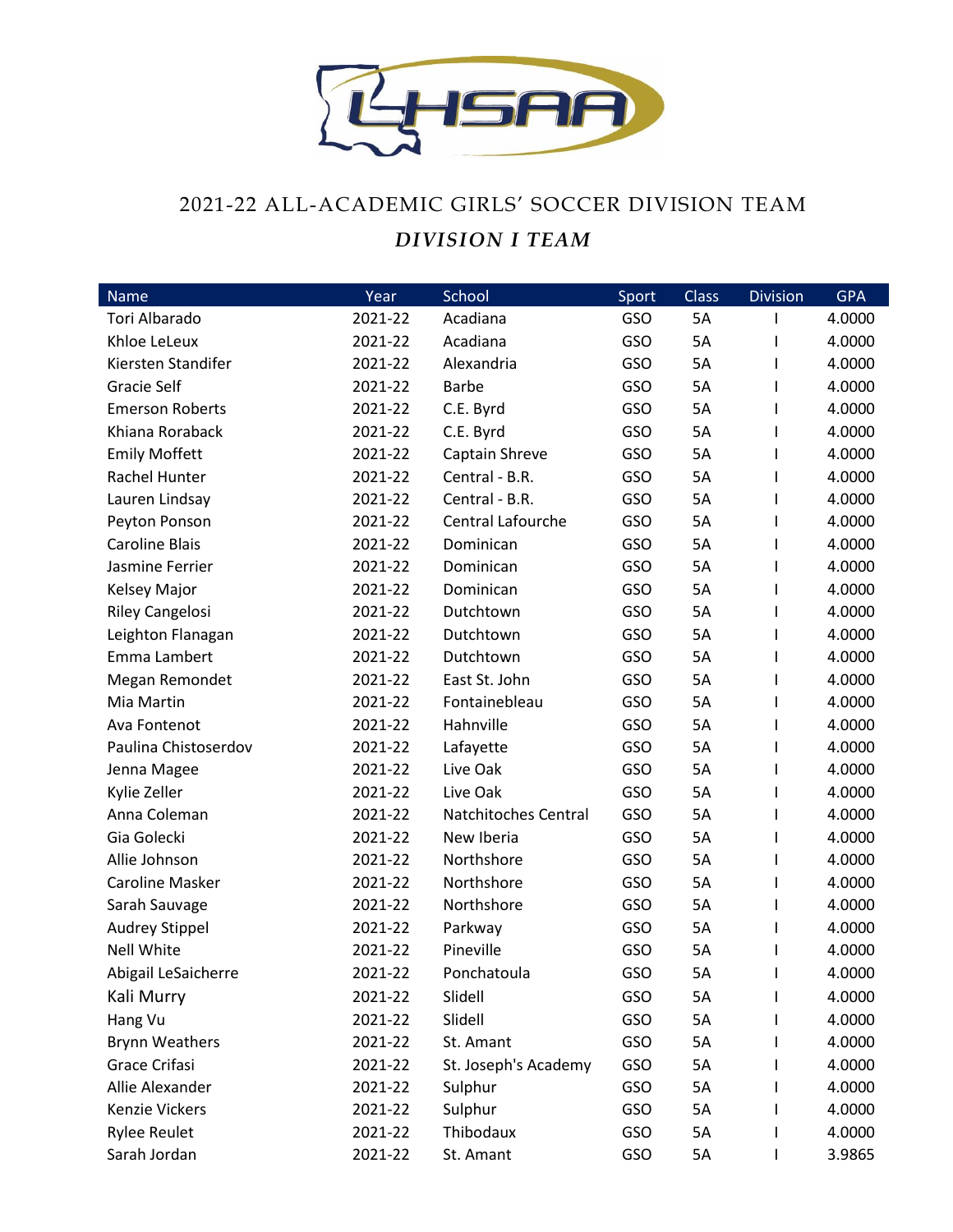# 2021-22 ALL-ACADEMIC GIRLS' SOCCER DIVISION TEAM

## *DIVISION I TEAM*

| Name | Year | School | Sport | Class | Division | GPA |
|---|---|---|---|---|---|---|
| Tori Albarado | 2021-22 | Acadiana | GSO | 5A | I | 4.0000 |
| Khloe LeLeux | 2021-22 | Acadiana | GSO | 5A | I | 4.0000 |
| Kiersten Standifer | 2021-22 | Alexandria | GSO | 5A | I | 4.0000 |
| Gracie Self | 2021-22 | Barbe | GSO | 5A | I | 4.0000 |
| Emerson Roberts | 2021-22 | C.E. Byrd | GSO | 5A | I | 4.0000 |
| Khiana Roraback | 2021-22 | C.E. Byrd | GSO | 5A | I | 4.0000 |
| Emily Moffett | 2021-22 | Captain Shreve | GSO | 5A | I | 4.0000 |
| Rachel Hunter | 2021-22 | Central - B.R. | GSO | 5A | I | 4.0000 |
| Lauren Lindsay | 2021-22 | Central - B.R. | GSO | 5A | I | 4.0000 |
| Peyton Ponson | 2021-22 | Central Lafourche | GSO | 5A | I | 4.0000 |
| Caroline Blais | 2021-22 | Dominican | GSO | 5A | I | 4.0000 |
| Jasmine Ferrier | 2021-22 | Dominican | GSO | 5A | I | 4.0000 |
| Kelsey Major | 2021-22 | Dominican | GSO | 5A | I | 4.0000 |
| Riley Cangelosi | 2021-22 | Dutchtown | GSO | 5A | I | 4.0000 |
| Leighton Flanagan | 2021-22 | Dutchtown | GSO | 5A | I | 4.0000 |
| Emma Lambert | 2021-22 | Dutchtown | GSO | 5A | I | 4.0000 |
| Megan Remondet | 2021-22 | East St. John | GSO | 5A | I | 4.0000 |
| Mia Martin | 2021-22 | Fontainebleau | GSO | 5A | I | 4.0000 |
| Ava Fontenot | 2021-22 | Hahnville | GSO | 5A | I | 4.0000 |
| Paulina Chistoserdov | 2021-22 | Lafayette | GSO | 5A | I | 4.0000 |
| Jenna Magee | 2021-22 | Live Oak | GSO | 5A | I | 4.0000 |
| Kylie Zeller | 2021-22 | Live Oak | GSO | 5A | I | 4.0000 |
| Anna Coleman | 2021-22 | Natchitoches Central | GSO | 5A | I | 4.0000 |
| Gia Golecki | 2021-22 | New Iberia | GSO | 5A | I | 4.0000 |
| Allie Johnson | 2021-22 | Northshore | GSO | 5A | I | 4.0000 |
| Caroline Masker | 2021-22 | Northshore | GSO | 5A | I | 4.0000 |
| Sarah Sauvage | 2021-22 | Northshore | GSO | 5A | I | 4.0000 |
| Audrey Stippel | 2021-22 | Parkway | GSO | 5A | I | 4.0000 |
| Nell White | 2021-22 | Pineville | GSO | 5A | I | 4.0000 |
| Abigail LeSaicherre | 2021-22 | Ponchatoula | GSO | 5A | I | 4.0000 |
| Kali Murry | 2021-22 | Slidell | GSO | 5A | I | 4.0000 |
| Hang Vu | 2021-22 | Slidell | GSO | 5A | I | 4.0000 |
| Brynn Weathers | 2021-22 | St. Amant | GSO | 5A | I | 4.0000 |
| Grace Crifasi | 2021-22 | St. Joseph's Academy | GSO | 5A | I | 4.0000 |
| Allie Alexander | 2021-22 | Sulphur | GSO | 5A | I | 4.0000 |
| Kenzie Vickers | 2021-22 | Sulphur | GSO | 5A | I | 4.0000 |
| Rylee Reulet | 2021-22 | Thibodaux | GSO | 5A | I | 4.0000 |
| Sarah Jordan | 2021-22 | St. Amant | GSO | 5A | I | 3.9865 |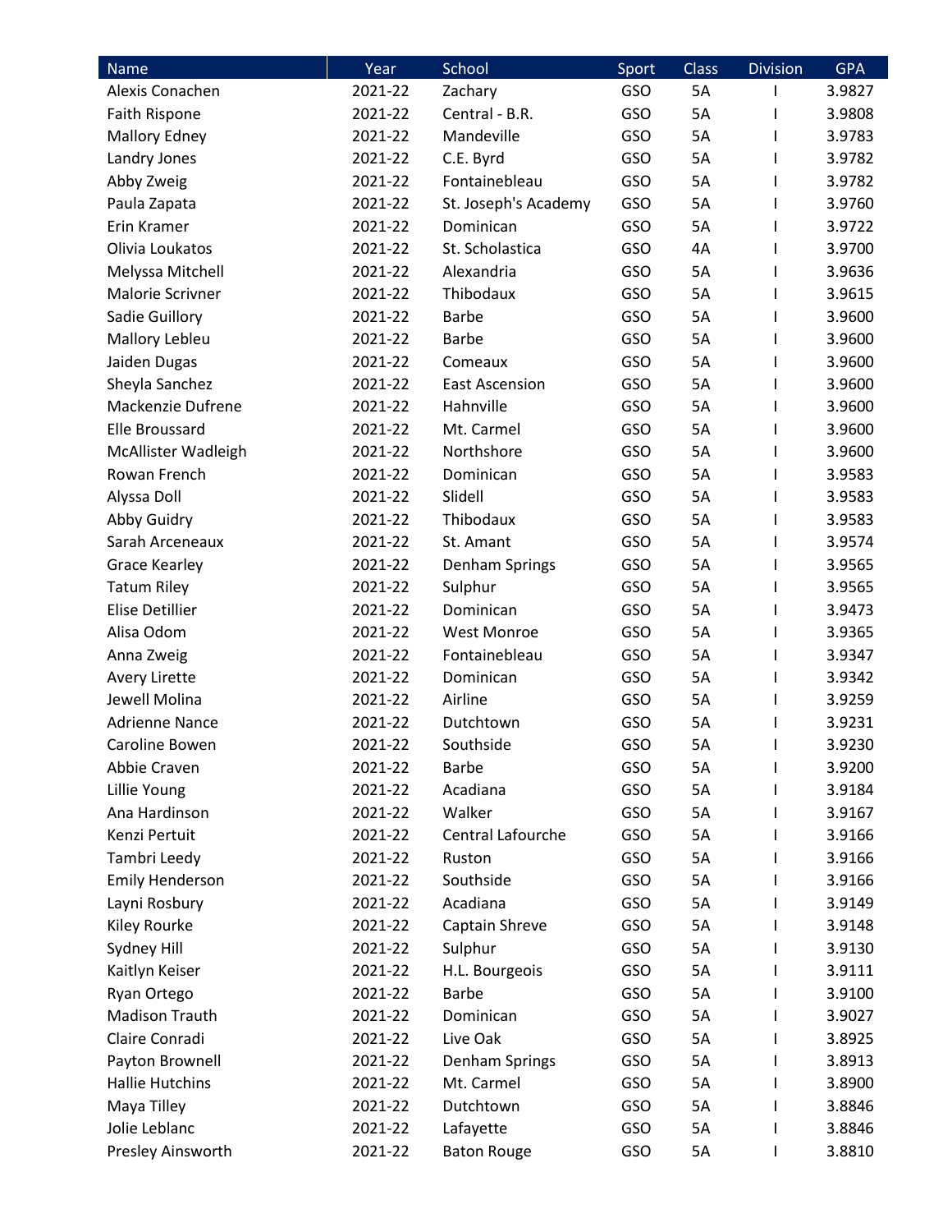| Name | Year | School | Sport | Class | Division | GPA |
|---|---|---|---|---|---|---|
| Alexis Conachen | 2021-22 | Zachary | GSO | 5A | I | 3.9827 |
| Faith Rispone | 2021-22 | Central - B.R. | GSO | 5A | I | 3.9808 |
| Mallory Edney | 2021-22 | Mandeville | GSO | 5A | I | 3.9783 |
| Landry Jones | 2021-22 | C.E. Byrd | GSO | 5A | I | 3.9782 |
| Abby Zweig | 2021-22 | Fontainebleau | GSO | 5A | I | 3.9782 |
| Paula Zapata | 2021-22 | St. Joseph's Academy | GSO | 5A | I | 3.9760 |
| Erin Kramer | 2021-22 | Dominican | GSO | 5A | I | 3.9722 |
| Olivia Loukatos | 2021-22 | St. Scholastica | GSO | 4A | I | 3.9700 |
| Melyssa Mitchell | 2021-22 | Alexandria | GSO | 5A | I | 3.9636 |
| Malorie Scrivner | 2021-22 | Thibodaux | GSO | 5A | I | 3.9615 |
| Sadie Guillory | 2021-22 | Barbe | GSO | 5A | I | 3.9600 |
| Mallory Lebleu | 2021-22 | Barbe | GSO | 5A | I | 3.9600 |
| Jaiden Dugas | 2021-22 | Comeaux | GSO | 5A | I | 3.9600 |
| Sheyla Sanchez | 2021-22 | East Ascension | GSO | 5A | I | 3.9600 |
| Mackenzie Dufrene | 2021-22 | Hahnville | GSO | 5A | I | 3.9600 |
| Elle Broussard | 2021-22 | Mt. Carmel | GSO | 5A | I | 3.9600 |
| McAllister Wadleigh | 2021-22 | Northshore | GSO | 5A | I | 3.9600 |
| Rowan French | 2021-22 | Dominican | GSO | 5A | I | 3.9583 |
| Alyssa Doll | 2021-22 | Slidell | GSO | 5A | I | 3.9583 |
| Abby Guidry | 2021-22 | Thibodaux | GSO | 5A | I | 3.9583 |
| Sarah Arceneaux | 2021-22 | St. Amant | GSO | 5A | I | 3.9574 |
| Grace Kearley | 2021-22 | Denham Springs | GSO | 5A | I | 3.9565 |
| Tatum Riley | 2021-22 | Sulphur | GSO | 5A | I | 3.9565 |
| Elise Detillier | 2021-22 | Dominican | GSO | 5A | I | 3.9473 |
| Alisa Odom | 2021-22 | West Monroe | GSO | 5A | I | 3.9365 |
| Anna Zweig | 2021-22 | Fontainebleau | GSO | 5A | I | 3.9347 |
| Avery Lirette | 2021-22 | Dominican | GSO | 5A | I | 3.9342 |
| Jewell Molina | 2021-22 | Airline | GSO | 5A | I | 3.9259 |
| Adrienne Nance | 2021-22 | Dutchtown | GSO | 5A | I | 3.9231 |
| Caroline Bowen | 2021-22 | Southside | GSO | 5A | I | 3.9230 |
| Abbie Craven | 2021-22 | Barbe | GSO | 5A | I | 3.9200 |
| Lillie Young | 2021-22 | Acadiana | GSO | 5A | I | 3.9184 |
| Ana Hardinson | 2021-22 | Walker | GSO | 5A | I | 3.9167 |
| Kenzi Pertuit | 2021-22 | Central Lafourche | GSO | 5A | I | 3.9166 |
| Tambri Leedy | 2021-22 | Ruston | GSO | 5A | I | 3.9166 |
| Emily Henderson | 2021-22 | Southside | GSO | 5A | I | 3.9166 |
| Layni Rosbury | 2021-22 | Acadiana | GSO | 5A | I | 3.9149 |
| Kiley Rourke | 2021-22 | Captain Shreve | GSO | 5A | I | 3.9148 |
| Sydney Hill | 2021-22 | Sulphur | GSO | 5A | I | 3.9130 |
| Kaitlyn Keiser | 2021-22 | H.L. Bourgeois | GSO | 5A | I | 3.9111 |
| Ryan Ortego | 2021-22 | Barbe | GSO | 5A | I | 3.9100 |
| Madison Trauth | 2021-22 | Dominican | GSO | 5A | I | 3.9027 |
| Claire Conradi | 2021-22 | Live Oak | GSO | 5A | I | 3.8925 |
| Payton Brownell | 2021-22 | Denham Springs | GSO | 5A | I | 3.8913 |
| Hallie Hutchins | 2021-22 | Mt. Carmel | GSO | 5A | I | 3.8900 |
| Maya Tilley | 2021-22 | Dutchtown | GSO | 5A | I | 3.8846 |
| Jolie Leblanc | 2021-22 | Lafayette | GSO | 5A | I | 3.8846 |
| Presley Ainsworth | 2021-22 | Baton Rouge | GSO | 5A | I | 3.8810 |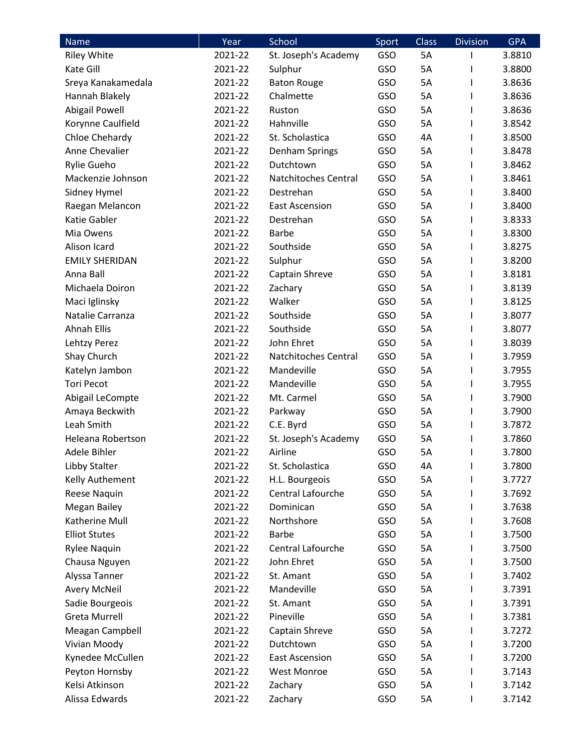| Name | Year | School | Sport | Class | Division | GPA |
|---|---|---|---|---|---|---|
| Riley White | 2021-22 | St. Joseph's Academy | GSO | 5A | I | 3.8810 |
| Kate Gill | 2021-22 | Sulphur | GSO | 5A | I | 3.8800 |
| Sreya Kanakamedala | 2021-22 | Baton Rouge | GSO | 5A | I | 3.8636 |
| Hannah Blakely | 2021-22 | Chalmette | GSO | 5A | I | 3.8636 |
| Abigail Powell | 2021-22 | Ruston | GSO | 5A | I | 3.8636 |
| Korynne Caulfield | 2021-22 | Hahnville | GSO | 5A | I | 3.8542 |
| Chloe Chehardy | 2021-22 | St. Scholastica | GSO | 4A | I | 3.8500 |
| Anne Chevalier | 2021-22 | Denham Springs | GSO | 5A | I | 3.8478 |
| Rylie Gueho | 2021-22 | Dutchtown | GSO | 5A | I | 3.8462 |
| Mackenzie Johnson | 2021-22 | Natchitoches Central | GSO | 5A | I | 3.8461 |
| Sidney Hymel | 2021-22 | Destrehan | GSO | 5A | I | 3.8400 |
| Raegan Melancon | 2021-22 | East Ascension | GSO | 5A | I | 3.8400 |
| Katie Gabler | 2021-22 | Destrehan | GSO | 5A | I | 3.8333 |
| Mia Owens | 2021-22 | Barbe | GSO | 5A | I | 3.8300 |
| Alison Icard | 2021-22 | Southside | GSO | 5A | I | 3.8275 |
| EMILY SHERIDAN | 2021-22 | Sulphur | GSO | 5A | I | 3.8200 |
| Anna Ball | 2021-22 | Captain Shreve | GSO | 5A | I | 3.8181 |
| Michaela Doiron | 2021-22 | Zachary | GSO | 5A | I | 3.8139 |
| Maci Iglinsky | 2021-22 | Walker | GSO | 5A | I | 3.8125 |
| Natalie Carranza | 2021-22 | Southside | GSO | 5A | I | 3.8077 |
| Ahnah Ellis | 2021-22 | Southside | GSO | 5A | I | 3.8077 |
| Lehtzy Perez | 2021-22 | John Ehret | GSO | 5A | I | 3.8039 |
| Shay Church | 2021-22 | Natchitoches Central | GSO | 5A | I | 3.7959 |
| Katelyn Jambon | 2021-22 | Mandeville | GSO | 5A | I | 3.7955 |
| Tori Pecot | 2021-22 | Mandeville | GSO | 5A | I | 3.7955 |
| Abigail LeCompte | 2021-22 | Mt. Carmel | GSO | 5A | I | 3.7900 |
| Amaya Beckwith | 2021-22 | Parkway | GSO | 5A | I | 3.7900 |
| Leah Smith | 2021-22 | C.E. Byrd | GSO | 5A | I | 3.7872 |
| Heleana Robertson | 2021-22 | St. Joseph's Academy | GSO | 5A | I | 3.7860 |
| Adele Bihler | 2021-22 | Airline | GSO | 5A | I | 3.7800 |
| Libby Stalter | 2021-22 | St. Scholastica | GSO | 4A | I | 3.7800 |
| Kelly Authement | 2021-22 | H.L. Bourgeois | GSO | 5A | I | 3.7727 |
| Reese Naquin | 2021-22 | Central Lafourche | GSO | 5A | I | 3.7692 |
| Megan Bailey | 2021-22 | Dominican | GSO | 5A | I | 3.7638 |
| Katherine Mull | 2021-22 | Northshore | GSO | 5A | I | 3.7608 |
| Elliot Stutes | 2021-22 | Barbe | GSO | 5A | I | 3.7500 |
| Rylee Naquin | 2021-22 | Central Lafourche | GSO | 5A | I | 3.7500 |
| Chausa Nguyen | 2021-22 | John Ehret | GSO | 5A | I | 3.7500 |
| Alyssa Tanner | 2021-22 | St. Amant | GSO | 5A | I | 3.7402 |
| Avery McNeil | 2021-22 | Mandeville | GSO | 5A | I | 3.7391 |
| Sadie Bourgeois | 2021-22 | St. Amant | GSO | 5A | I | 3.7391 |
| Greta Murrell | 2021-22 | Pineville | GSO | 5A | I | 3.7381 |
| Meagan Campbell | 2021-22 | Captain Shreve | GSO | 5A | I | 3.7272 |
| Vivian Moody | 2021-22 | Dutchtown | GSO | 5A | I | 3.7200 |
| Kynedee McCullen | 2021-22 | East Ascension | GSO | 5A | I | 3.7200 |
| Peyton Hornsby | 2021-22 | West Monroe | GSO | 5A | I | 3.7143 |
| Kelsi Atkinson | 2021-22 | Zachary | GSO | 5A | I | 3.7142 |
| Alissa Edwards | 2021-22 | Zachary | GSO | 5A | I | 3.7142 |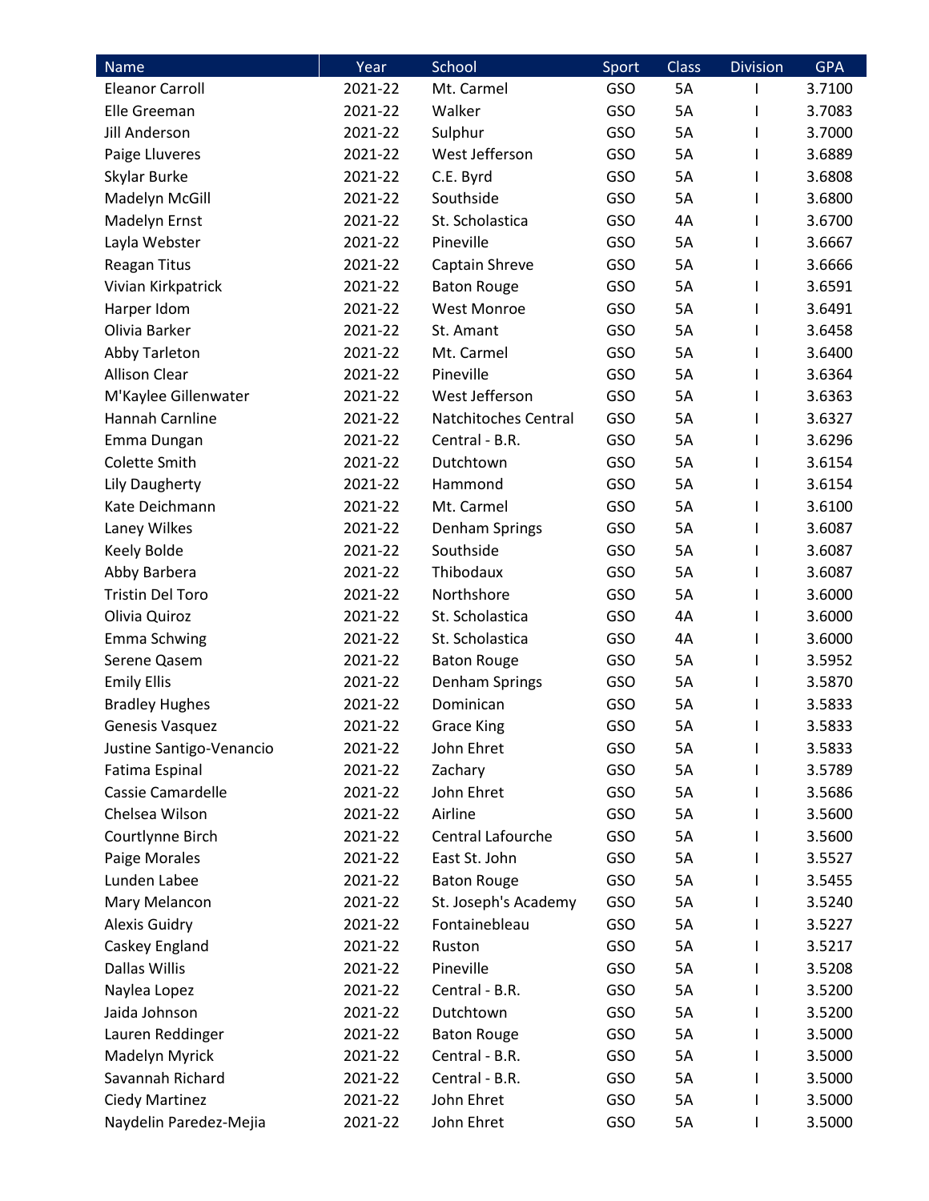| Name | Year | School | Sport | Class | Division | GPA |
| --- | --- | --- | --- | --- | --- | --- |
| Eleanor Carroll | 2021-22 | Mt. Carmel | GSO | 5A | I | 3.7100 |
| Elle Greeman | 2021-22 | Walker | GSO | 5A | I | 3.7083 |
| Jill Anderson | 2021-22 | Sulphur | GSO | 5A | I | 3.7000 |
| Paige Lluveres | 2021-22 | West Jefferson | GSO | 5A | I | 3.6889 |
| Skylar Burke | 2021-22 | C.E. Byrd | GSO | 5A | I | 3.6808 |
| Madelyn McGill | 2021-22 | Southside | GSO | 5A | I | 3.6800 |
| Madelyn Ernst | 2021-22 | St. Scholastica | GSO | 4A | I | 3.6700 |
| Layla Webster | 2021-22 | Pineville | GSO | 5A | I | 3.6667 |
| Reagan Titus | 2021-22 | Captain Shreve | GSO | 5A | I | 3.6666 |
| Vivian Kirkpatrick | 2021-22 | Baton Rouge | GSO | 5A | I | 3.6591 |
| Harper Idom | 2021-22 | West Monroe | GSO | 5A | I | 3.6491 |
| Olivia Barker | 2021-22 | St. Amant | GSO | 5A | I | 3.6458 |
| Abby Tarleton | 2021-22 | Mt. Carmel | GSO | 5A | I | 3.6400 |
| Allison Clear | 2021-22 | Pineville | GSO | 5A | I | 3.6364 |
| M'Kaylee Gillenwater | 2021-22 | West Jefferson | GSO | 5A | I | 3.6363 |
| Hannah Carnline | 2021-22 | Natchitoches Central | GSO | 5A | I | 3.6327 |
| Emma Dungan | 2021-22 | Central - B.R. | GSO | 5A | I | 3.6296 |
| Colette Smith | 2021-22 | Dutchtown | GSO | 5A | I | 3.6154 |
| Lily Daugherty | 2021-22 | Hammond | GSO | 5A | I | 3.6154 |
| Kate Deichmann | 2021-22 | Mt. Carmel | GSO | 5A | I | 3.6100 |
| Laney Wilkes | 2021-22 | Denham Springs | GSO | 5A | I | 3.6087 |
| Keely Bolde | 2021-22 | Southside | GSO | 5A | I | 3.6087 |
| Abby Barbera | 2021-22 | Thibodaux | GSO | 5A | I | 3.6087 |
| Tristin Del Toro | 2021-22 | Northshore | GSO | 5A | I | 3.6000 |
| Olivia Quiroz | 2021-22 | St. Scholastica | GSO | 4A | I | 3.6000 |
| Emma Schwing | 2021-22 | St. Scholastica | GSO | 4A | I | 3.6000 |
| Serene Qasem | 2021-22 | Baton Rouge | GSO | 5A | I | 3.5952 |
| Emily Ellis | 2021-22 | Denham Springs | GSO | 5A | I | 3.5870 |
| Bradley Hughes | 2021-22 | Dominican | GSO | 5A | I | 3.5833 |
| Genesis Vasquez | 2021-22 | Grace King | GSO | 5A | I | 3.5833 |
| Justine Santigo-Venancio | 2021-22 | John Ehret | GSO | 5A | I | 3.5833 |
| Fatima Espinal | 2021-22 | Zachary | GSO | 5A | I | 3.5789 |
| Cassie Camardelle | 2021-22 | John Ehret | GSO | 5A | I | 3.5686 |
| Chelsea Wilson | 2021-22 | Airline | GSO | 5A | I | 3.5600 |
| Courtlynne Birch | 2021-22 | Central Lafourche | GSO | 5A | I | 3.5600 |
| Paige Morales | 2021-22 | East St. John | GSO | 5A | I | 3.5527 |
| Lunden Labee | 2021-22 | Baton Rouge | GSO | 5A | I | 3.5455 |
| Mary Melancon | 2021-22 | St. Joseph's Academy | GSO | 5A | I | 3.5240 |
| Alexis Guidry | 2021-22 | Fontainebleau | GSO | 5A | I | 3.5227 |
| Caskey England | 2021-22 | Ruston | GSO | 5A | I | 3.5217 |
| Dallas Willis | 2021-22 | Pineville | GSO | 5A | I | 3.5208 |
| Naylea Lopez | 2021-22 | Central - B.R. | GSO | 5A | I | 3.5200 |
| Jaida Johnson | 2021-22 | Dutchtown | GSO | 5A | I | 3.5200 |
| Lauren Reddinger | 2021-22 | Baton Rouge | GSO | 5A | I | 3.5000 |
| Madelyn Myrick | 2021-22 | Central - B.R. | GSO | 5A | I | 3.5000 |
| Savannah Richard | 2021-22 | Central - B.R. | GSO | 5A | I | 3.5000 |
| Ciedy Martinez | 2021-22 | John Ehret | GSO | 5A | I | 3.5000 |
| Naydelin Paredez-Mejia | 2021-22 | John Ehret | GSO | 5A | I | 3.5000 |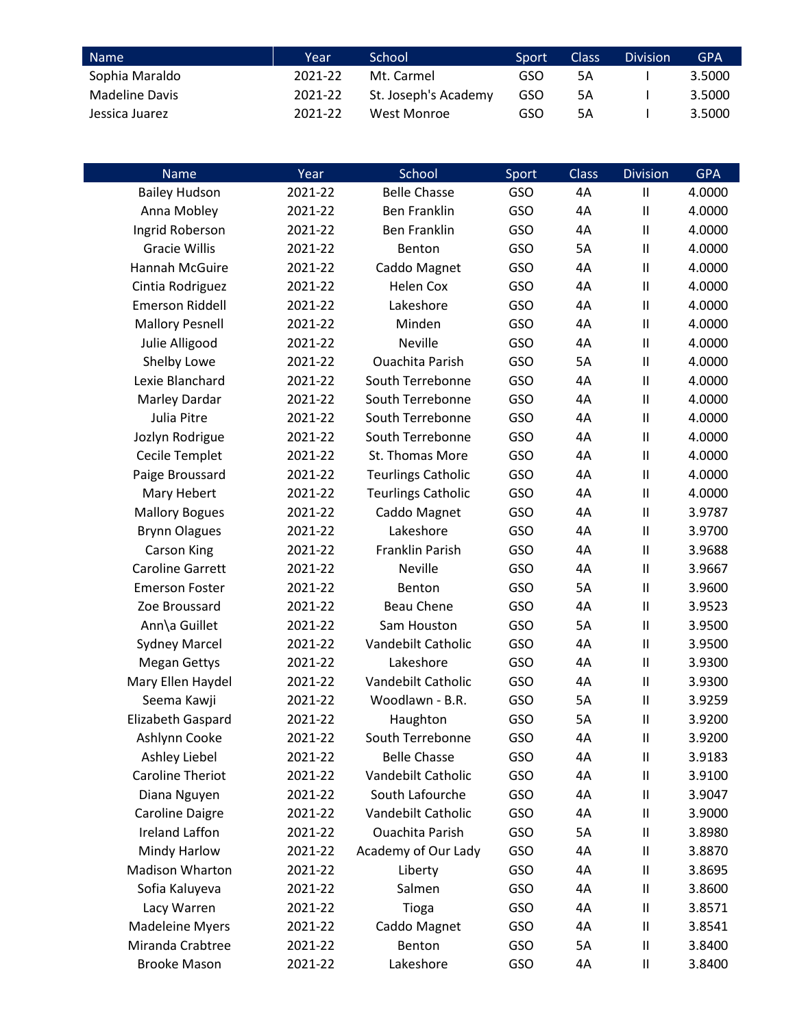| Name | Year | School | Sport | Class | Division | GPA |
|---|---|---|---|---|---|---|
| Sophia Maraldo | 2021-22 | Mt. Carmel | GSO | 5A | I | 3.5000 |
| Madeline Davis | 2021-22 | St. Joseph's Academy | GSO | 5A | I | 3.5000 |
| Jessica Juarez | 2021-22 | West Monroe | GSO | 5A | I | 3.5000 |

| Name | Year | School | Sport | Class | Division | GPA |
|---|---|---|---|---|---|---|
| Bailey Hudson | 2021-22 | Belle Chasse | GSO | 4A | II | 4.0000 |
| Anna Mobley | 2021-22 | Ben Franklin | GSO | 4A | II | 4.0000 |
| Ingrid Roberson | 2021-22 | Ben Franklin | GSO | 4A | II | 4.0000 |
| Gracie Willis | 2021-22 | Benton | GSO | 5A | II | 4.0000 |
| Hannah McGuire | 2021-22 | Caddo Magnet | GSO | 4A | II | 4.0000 |
| Cintia Rodriguez | 2021-22 | Helen Cox | GSO | 4A | II | 4.0000 |
| Emerson Riddell | 2021-22 | Lakeshore | GSO | 4A | II | 4.0000 |
| Mallory Pesnell | 2021-22 | Minden | GSO | 4A | II | 4.0000 |
| Julie Alligood | 2021-22 | Neville | GSO | 4A | II | 4.0000 |
| Shelby Lowe | 2021-22 | Ouachita Parish | GSO | 5A | II | 4.0000 |
| Lexie Blanchard | 2021-22 | South Terrebonne | GSO | 4A | II | 4.0000 |
| Marley Dardar | 2021-22 | South Terrebonne | GSO | 4A | II | 4.0000 |
| Julia Pitre | 2021-22 | South Terrebonne | GSO | 4A | II | 4.0000 |
| Jozlyn Rodrigue | 2021-22 | South Terrebonne | GSO | 4A | II | 4.0000 |
| Cecile Templet | 2021-22 | St. Thomas More | GSO | 4A | II | 4.0000 |
| Paige Broussard | 2021-22 | Teurlings Catholic | GSO | 4A | II | 4.0000 |
| Mary Hebert | 2021-22 | Teurlings Catholic | GSO | 4A | II | 4.0000 |
| Mallory Bogues | 2021-22 | Caddo Magnet | GSO | 4A | II | 3.9787 |
| Brynn Olagues | 2021-22 | Lakeshore | GSO | 4A | II | 3.9700 |
| Carson King | 2021-22 | Franklin Parish | GSO | 4A | II | 3.9688 |
| Caroline Garrett | 2021-22 | Neville | GSO | 4A | II | 3.9667 |
| Emerson Foster | 2021-22 | Benton | GSO | 5A | II | 3.9600 |
| Zoe Broussard | 2021-22 | Beau Chene | GSO | 4A | II | 3.9523 |
| Ann\a Guillet | 2021-22 | Sam Houston | GSO | 5A | II | 3.9500 |
| Sydney Marcel | 2021-22 | Vandebilt Catholic | GSO | 4A | II | 3.9500 |
| Megan Gettys | 2021-22 | Lakeshore | GSO | 4A | II | 3.9300 |
| Mary Ellen Haydel | 2021-22 | Vandebilt Catholic | GSO | 4A | II | 3.9300 |
| Seema Kawji | 2021-22 | Woodlawn - B.R. | GSO | 5A | II | 3.9259 |
| Elizabeth Gaspard | 2021-22 | Haughton | GSO | 5A | II | 3.9200 |
| Ashlynn Cooke | 2021-22 | South Terrebonne | GSO | 4A | II | 3.9200 |
| Ashley Liebel | 2021-22 | Belle Chasse | GSO | 4A | II | 3.9183 |
| Caroline Theriot | 2021-22 | Vandebilt Catholic | GSO | 4A | II | 3.9100 |
| Diana Nguyen | 2021-22 | South Lafourche | GSO | 4A | II | 3.9047 |
| Caroline Daigre | 2021-22 | Vandebilt Catholic | GSO | 4A | II | 3.9000 |
| Ireland Laffon | 2021-22 | Ouachita Parish | GSO | 5A | II | 3.8980 |
| Mindy Harlow | 2021-22 | Academy of Our Lady | GSO | 4A | II | 3.8870 |
| Madison Wharton | 2021-22 | Liberty | GSO | 4A | II | 3.8695 |
| Sofia Kaluyeva | 2021-22 | Salmen | GSO | 4A | II | 3.8600 |
| Lacy Warren | 2021-22 | Tioga | GSO | 4A | II | 3.8571 |
| Madeleine Myers | 2021-22 | Caddo Magnet | GSO | 4A | II | 3.8541 |
| Miranda Crabtree | 2021-22 | Benton | GSO | 5A | II | 3.8400 |
| Brooke Mason | 2021-22 | Lakeshore | GSO | 4A | II | 3.8400 |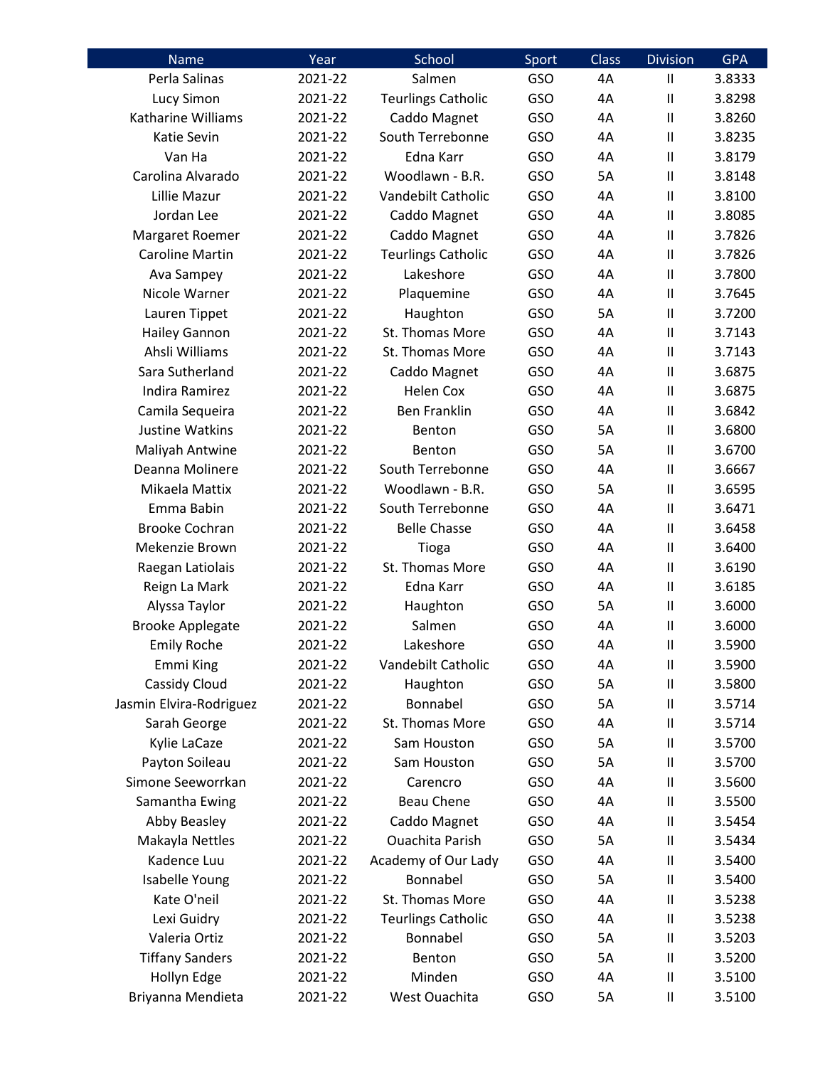| Name | Year | School | Sport | Class | Division | GPA |
|---|---|---|---|---|---|---|
| Perla Salinas | 2021-22 | Salmen | GSO | 4A | II | 3.8333 |
| Lucy Simon | 2021-22 | Teurlings Catholic | GSO | 4A | II | 3.8298 |
| Katharine Williams | 2021-22 | Caddo Magnet | GSO | 4A | II | 3.8260 |
| Katie Sevin | 2021-22 | South Terrebonne | GSO | 4A | II | 3.8235 |
| Van Ha | 2021-22 | Edna Karr | GSO | 4A | II | 3.8179 |
| Carolina Alvarado | 2021-22 | Woodlawn - B.R. | GSO | 5A | II | 3.8148 |
| Lillie Mazur | 2021-22 | Vandebilt Catholic | GSO | 4A | II | 3.8100 |
| Jordan Lee | 2021-22 | Caddo Magnet | GSO | 4A | II | 3.8085 |
| Margaret Roemer | 2021-22 | Caddo Magnet | GSO | 4A | II | 3.7826 |
| Caroline Martin | 2021-22 | Teurlings Catholic | GSO | 4A | II | 3.7826 |
| Ava Sampey | 2021-22 | Lakeshore | GSO | 4A | II | 3.7800 |
| Nicole Warner | 2021-22 | Plaquemine | GSO | 4A | II | 3.7645 |
| Lauren Tippet | 2021-22 | Haughton | GSO | 5A | II | 3.7200 |
| Hailey Gannon | 2021-22 | St. Thomas More | GSO | 4A | II | 3.7143 |
| Ahsli Williams | 2021-22 | St. Thomas More | GSO | 4A | II | 3.7143 |
| Sara Sutherland | 2021-22 | Caddo Magnet | GSO | 4A | II | 3.6875 |
| Indira Ramirez | 2021-22 | Helen Cox | GSO | 4A | II | 3.6875 |
| Camila Sequeira | 2021-22 | Ben Franklin | GSO | 4A | II | 3.6842 |
| Justine Watkins | 2021-22 | Benton | GSO | 5A | II | 3.6800 |
| Maliyah Antwine | 2021-22 | Benton | GSO | 5A | II | 3.6700 |
| Deanna Molinere | 2021-22 | South Terrebonne | GSO | 4A | II | 3.6667 |
| Mikaela Mattix | 2021-22 | Woodlawn - B.R. | GSO | 5A | II | 3.6595 |
| Emma Babin | 2021-22 | South Terrebonne | GSO | 4A | II | 3.6471 |
| Brooke Cochran | 2021-22 | Belle Chasse | GSO | 4A | II | 3.6458 |
| Mekenzie Brown | 2021-22 | Tioga | GSO | 4A | II | 3.6400 |
| Raegan Latiolais | 2021-22 | St. Thomas More | GSO | 4A | II | 3.6190 |
| Reign La Mark | 2021-22 | Edna Karr | GSO | 4A | II | 3.6185 |
| Alyssa Taylor | 2021-22 | Haughton | GSO | 5A | II | 3.6000 |
| Brooke Applegate | 2021-22 | Salmen | GSO | 4A | II | 3.6000 |
| Emily Roche | 2021-22 | Lakeshore | GSO | 4A | II | 3.5900 |
| Emmi King | 2021-22 | Vandebilt Catholic | GSO | 4A | II | 3.5900 |
| Cassidy Cloud | 2021-22 | Haughton | GSO | 5A | II | 3.5800 |
| Jasmin Elvira-Rodriguez | 2021-22 | Bonnabel | GSO | 5A | II | 3.5714 |
| Sarah George | 2021-22 | St. Thomas More | GSO | 4A | II | 3.5714 |
| Kylie LaCaze | 2021-22 | Sam Houston | GSO | 5A | II | 3.5700 |
| Payton Soileau | 2021-22 | Sam Houston | GSO | 5A | II | 3.5700 |
| Simone Seeworrkan | 2021-22 | Carencro | GSO | 4A | II | 3.5600 |
| Samantha Ewing | 2021-22 | Beau Chene | GSO | 4A | II | 3.5500 |
| Abby Beasley | 2021-22 | Caddo Magnet | GSO | 4A | II | 3.5454 |
| Makayla Nettles | 2021-22 | Ouachita Parish | GSO | 5A | II | 3.5434 |
| Kadence Luu | 2021-22 | Academy of Our Lady | GSO | 4A | II | 3.5400 |
| Isabelle Young | 2021-22 | Bonnabel | GSO | 5A | II | 3.5400 |
| Kate O'neil | 2021-22 | St. Thomas More | GSO | 4A | II | 3.5238 |
| Lexi Guidry | 2021-22 | Teurlings Catholic | GSO | 4A | II | 3.5238 |
| Valeria Ortiz | 2021-22 | Bonnabel | GSO | 5A | II | 3.5203 |
| Tiffany Sanders | 2021-22 | Benton | GSO | 5A | II | 3.5200 |
| Hollyn Edge | 2021-22 | Minden | GSO | 4A | II | 3.5100 |
| Briyanna Mendieta | 2021-22 | West Ouachita | GSO | 5A | II | 3.5100 |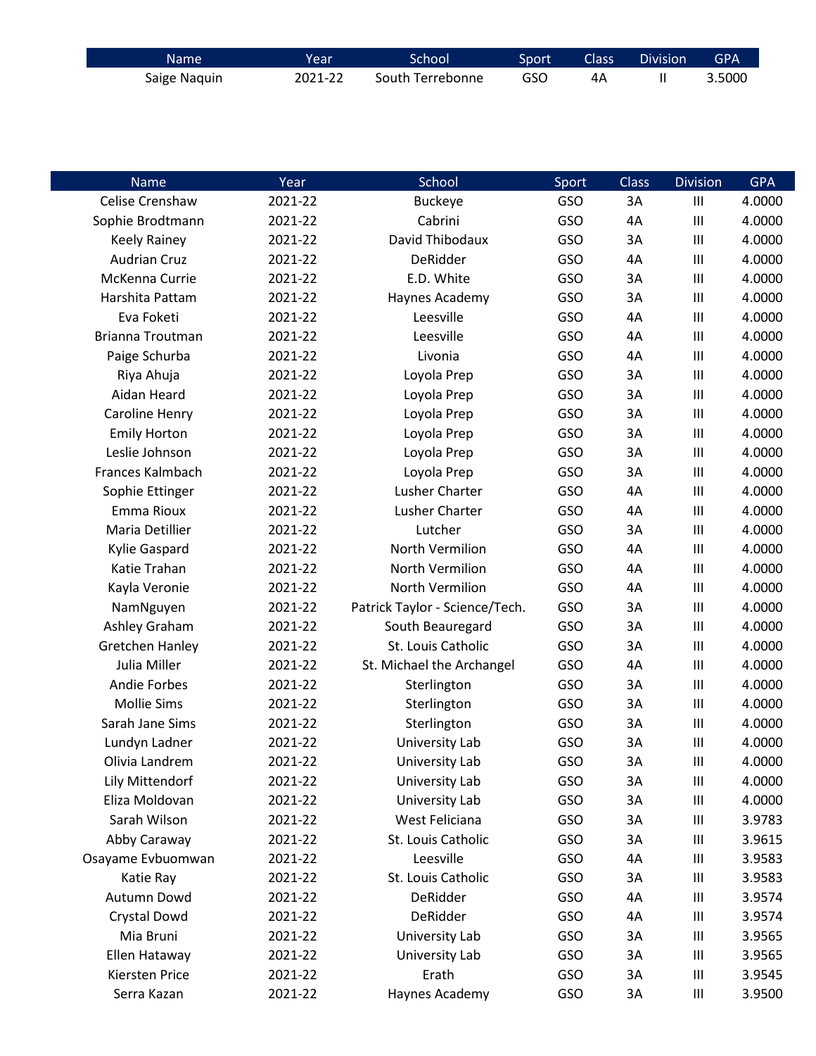| Name | Year | School | Sport | Class | Division | GPA |
|---|---|---|---|---|---|---|
| Saige Naquin | 2021-22 | South Terrebonne | GSO | 4A | II | 3.5000 |

| Name | Year | School | Sport | Class | Division | GPA |
|---|---|---|---|---|---|---|
| Celise Crenshaw | 2021-22 | Buckeye | GSO | 3A | III | 4.0000 |
| Sophie Brodtmann | 2021-22 | Cabrini | GSO | 4A | III | 4.0000 |
| Keely Rainey | 2021-22 | David Thibodaux | GSO | 3A | III | 4.0000 |
| Audrian Cruz | 2021-22 | DeRidder | GSO | 4A | III | 4.0000 |
| McKenna Currie | 2021-22 | E.D. White | GSO | 3A | III | 4.0000 |
| Harshita Pattam | 2021-22 | Haynes Academy | GSO | 3A | III | 4.0000 |
| Eva Foketi | 2021-22 | Leesville | GSO | 4A | III | 4.0000 |
| Brianna Troutman | 2021-22 | Leesville | GSO | 4A | III | 4.0000 |
| Paige Schurba | 2021-22 | Livonia | GSO | 4A | III | 4.0000 |
| Riya Ahuja | 2021-22 | Loyola Prep | GSO | 3A | III | 4.0000 |
| Aidan Heard | 2021-22 | Loyola Prep | GSO | 3A | III | 4.0000 |
| Caroline Henry | 2021-22 | Loyola Prep | GSO | 3A | III | 4.0000 |
| Emily Horton | 2021-22 | Loyola Prep | GSO | 3A | III | 4.0000 |
| Leslie Johnson | 2021-22 | Loyola Prep | GSO | 3A | III | 4.0000 |
| Frances Kalmbach | 2021-22 | Loyola Prep | GSO | 3A | III | 4.0000 |
| Sophie Ettinger | 2021-22 | Lusher Charter | GSO | 4A | III | 4.0000 |
| Emma Rioux | 2021-22 | Lusher Charter | GSO | 4A | III | 4.0000 |
| Maria Detillier | 2021-22 | Lutcher | GSO | 3A | III | 4.0000 |
| Kylie Gaspard | 2021-22 | North Vermilion | GSO | 4A | III | 4.0000 |
| Katie Trahan | 2021-22 | North Vermilion | GSO | 4A | III | 4.0000 |
| Kayla Veronie | 2021-22 | North Vermilion | GSO | 4A | III | 4.0000 |
| NamNguyen | 2021-22 | Patrick Taylor - Science/Tech. | GSO | 3A | III | 4.0000 |
| Ashley Graham | 2021-22 | South Beauregard | GSO | 3A | III | 4.0000 |
| Gretchen Hanley | 2021-22 | St. Louis Catholic | GSO | 3A | III | 4.0000 |
| Julia Miller | 2021-22 | St. Michael the Archangel | GSO | 4A | III | 4.0000 |
| Andie Forbes | 2021-22 | Sterlington | GSO | 3A | III | 4.0000 |
| Mollie Sims | 2021-22 | Sterlington | GSO | 3A | III | 4.0000 |
| Sarah Jane Sims | 2021-22 | Sterlington | GSO | 3A | III | 4.0000 |
| Lundyn Ladner | 2021-22 | University Lab | GSO | 3A | III | 4.0000 |
| Olivia Landrem | 2021-22 | University Lab | GSO | 3A | III | 4.0000 |
| Lily Mittendorf | 2021-22 | University Lab | GSO | 3A | III | 4.0000 |
| Eliza Moldovan | 2021-22 | University Lab | GSO | 3A | III | 4.0000 |
| Sarah Wilson | 2021-22 | West Feliciana | GSO | 3A | III | 3.9783 |
| Abby Caraway | 2021-22 | St. Louis Catholic | GSO | 3A | III | 3.9615 |
| Osayame Evbuomwan | 2021-22 | Leesville | GSO | 4A | III | 3.9583 |
| Katie Ray | 2021-22 | St. Louis Catholic | GSO | 3A | III | 3.9583 |
| Autumn Dowd | 2021-22 | DeRidder | GSO | 4A | III | 3.9574 |
| Crystal Dowd | 2021-22 | DeRidder | GSO | 4A | III | 3.9574 |
| Mia Bruni | 2021-22 | University Lab | GSO | 3A | III | 3.9565 |
| Ellen Hataway | 2021-22 | University Lab | GSO | 3A | III | 3.9565 |
| Kiersten Price | 2021-22 | Erath | GSO | 3A | III | 3.9545 |
| Serra Kazan | 2021-22 | Haynes Academy | GSO | 3A | III | 3.9500 |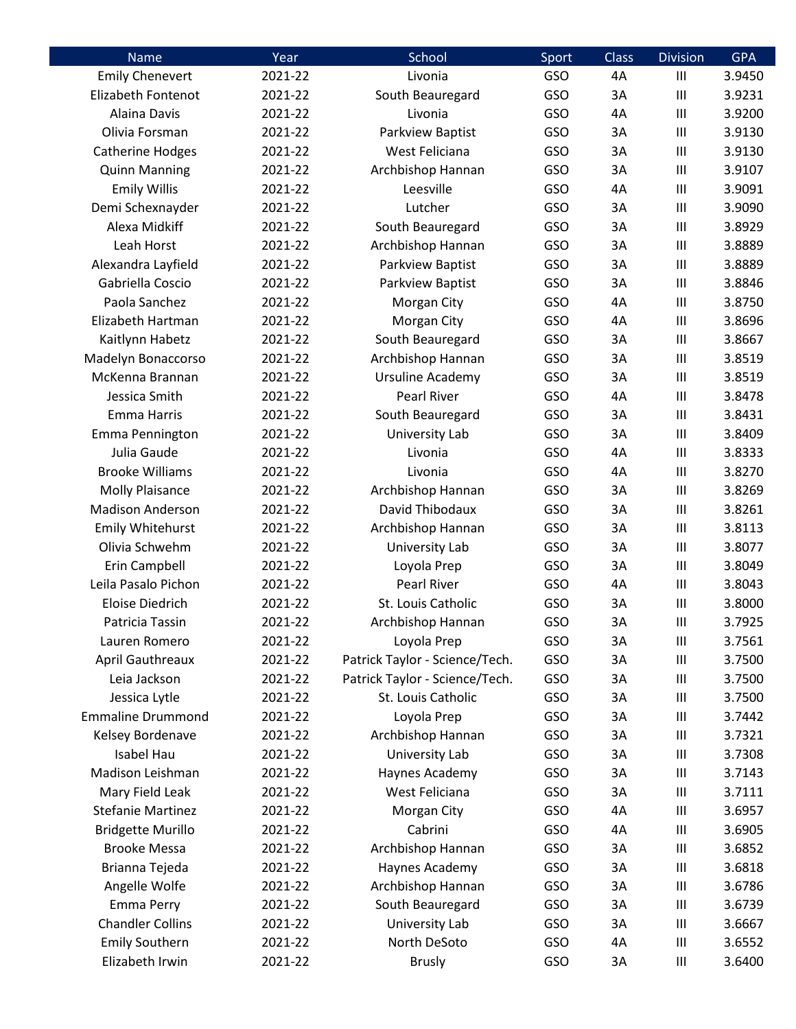| Name | Year | School | Sport | Class | Division | GPA |
|---|---|---|---|---|---|---|
| Emily Chenevert | 2021-22 | Livonia | GSO | 4A | III | 3.9450 |
| Elizabeth Fontenot | 2021-22 | South Beauregard | GSO | 3A | III | 3.9231 |
| Alaina Davis | 2021-22 | Livonia | GSO | 4A | III | 3.9200 |
| Olivia Forsman | 2021-22 | Parkview Baptist | GSO | 3A | III | 3.9130 |
| Catherine Hodges | 2021-22 | West Feliciana | GSO | 3A | III | 3.9130 |
| Quinn Manning | 2021-22 | Archbishop Hannan | GSO | 3A | III | 3.9107 |
| Emily Willis | 2021-22 | Leesville | GSO | 4A | III | 3.9091 |
| Demi Schexnayder | 2021-22 | Lutcher | GSO | 3A | III | 3.9090 |
| Alexa Midkiff | 2021-22 | South Beauregard | GSO | 3A | III | 3.8929 |
| Leah Horst | 2021-22 | Archbishop Hannan | GSO | 3A | III | 3.8889 |
| Alexandra Layfield | 2021-22 | Parkview Baptist | GSO | 3A | III | 3.8889 |
| Gabriella Coscio | 2021-22 | Parkview Baptist | GSO | 3A | III | 3.8846 |
| Paola Sanchez | 2021-22 | Morgan City | GSO | 4A | III | 3.8750 |
| Elizabeth Hartman | 2021-22 | Morgan City | GSO | 4A | III | 3.8696 |
| Kaitlynn Habetz | 2021-22 | South Beauregard | GSO | 3A | III | 3.8667 |
| Madelyn Bonaccorso | 2021-22 | Archbishop Hannan | GSO | 3A | III | 3.8519 |
| McKenna Brannan | 2021-22 | Ursuline Academy | GSO | 3A | III | 3.8519 |
| Jessica Smith | 2021-22 | Pearl River | GSO | 4A | III | 3.8478 |
| Emma Harris | 2021-22 | South Beauregard | GSO | 3A | III | 3.8431 |
| Emma Pennington | 2021-22 | University Lab | GSO | 3A | III | 3.8409 |
| Julia Gaude | 2021-22 | Livonia | GSO | 4A | III | 3.8333 |
| Brooke Williams | 2021-22 | Livonia | GSO | 4A | III | 3.8270 |
| Molly Plaisance | 2021-22 | Archbishop Hannan | GSO | 3A | III | 3.8269 |
| Madison Anderson | 2021-22 | David Thibodaux | GSO | 3A | III | 3.8261 |
| Emily Whitehurst | 2021-22 | Archbishop Hannan | GSO | 3A | III | 3.8113 |
| Olivia Schwehm | 2021-22 | University Lab | GSO | 3A | III | 3.8077 |
| Erin Campbell | 2021-22 | Loyola Prep | GSO | 3A | III | 3.8049 |
| Leila Pasalo Pichon | 2021-22 | Pearl River | GSO | 4A | III | 3.8043 |
| Eloise Diedrich | 2021-22 | St. Louis Catholic | GSO | 3A | III | 3.8000 |
| Patricia Tassin | 2021-22 | Archbishop Hannan | GSO | 3A | III | 3.7925 |
| Lauren Romero | 2021-22 | Loyola Prep | GSO | 3A | III | 3.7561 |
| April Gauthreaux | 2021-22 | Patrick Taylor - Science/Tech. | GSO | 3A | III | 3.7500 |
| Leia Jackson | 2021-22 | Patrick Taylor - Science/Tech. | GSO | 3A | III | 3.7500 |
| Jessica Lytle | 2021-22 | St. Louis Catholic | GSO | 3A | III | 3.7500 |
| Emmaline Drummond | 2021-22 | Loyola Prep | GSO | 3A | III | 3.7442 |
| Kelsey Bordenave | 2021-22 | Archbishop Hannan | GSO | 3A | III | 3.7321 |
| Isabel Hau | 2021-22 | University Lab | GSO | 3A | III | 3.7308 |
| Madison Leishman | 2021-22 | Haynes Academy | GSO | 3A | III | 3.7143 |
| Mary Field Leak | 2021-22 | West Feliciana | GSO | 3A | III | 3.7111 |
| Stefanie Martinez | 2021-22 | Morgan City | GSO | 4A | III | 3.6957 |
| Bridgette Murillo | 2021-22 | Cabrini | GSO | 4A | III | 3.6905 |
| Brooke Messa | 2021-22 | Archbishop Hannan | GSO | 3A | III | 3.6852 |
| Brianna Tejeda | 2021-22 | Haynes Academy | GSO | 3A | III | 3.6818 |
| Angelle Wolfe | 2021-22 | Archbishop Hannan | GSO | 3A | III | 3.6786 |
| Emma Perry | 2021-22 | South Beauregard | GSO | 3A | III | 3.6739 |
| Chandler Collins | 2021-22 | University Lab | GSO | 3A | III | 3.6667 |
| Emily Southern | 2021-22 | North DeSoto | GSO | 4A | III | 3.6552 |
| Elizabeth Irwin | 2021-22 | Brusly | GSO | 3A | III | 3.6400 |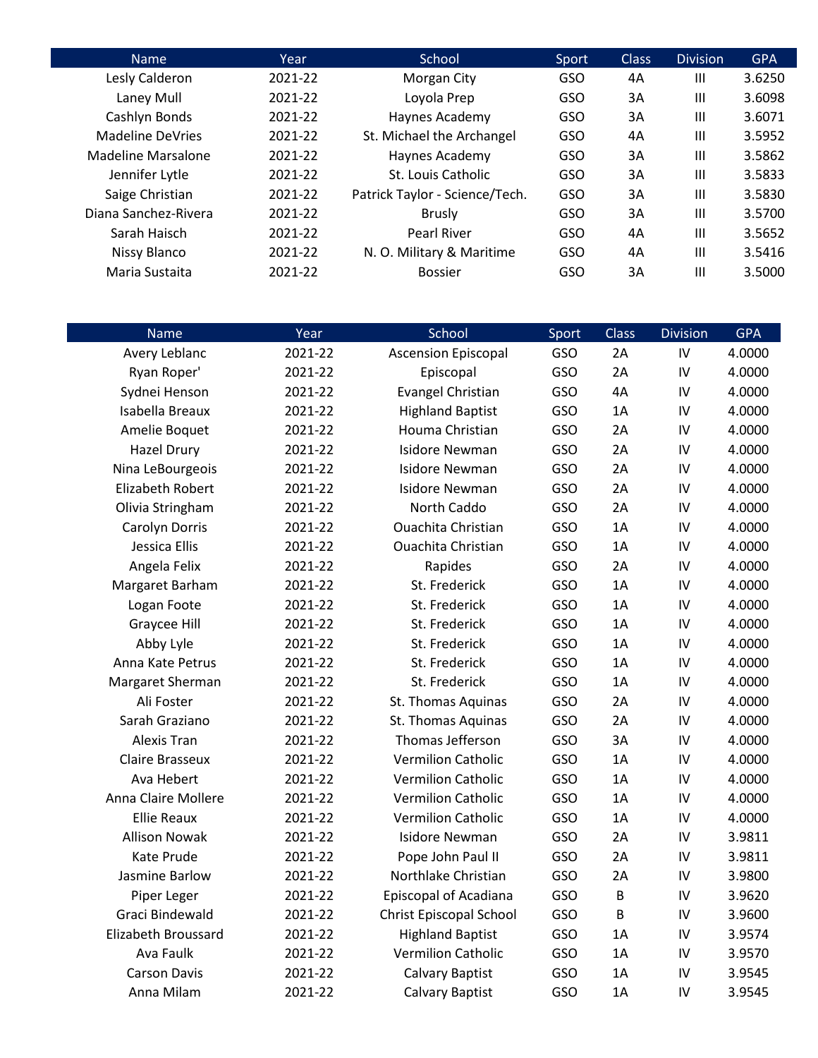| Name | Year | School | Sport | Class | Division | GPA |
|---|---|---|---|---|---|---|
| Lesly Calderon | 2021-22 | Morgan City | GSO | 4A | III | 3.6250 |
| Laney Mull | 2021-22 | Loyola Prep | GSO | 3A | III | 3.6098 |
| Cashlyn Bonds | 2021-22 | Haynes Academy | GSO | 3A | III | 3.6071 |
| Madeline DeVries | 2021-22 | St. Michael the Archangel | GSO | 4A | III | 3.5952 |
| Madeline Marsalone | 2021-22 | Haynes Academy | GSO | 3A | III | 3.5862 |
| Jennifer Lytle | 2021-22 | St. Louis Catholic | GSO | 3A | III | 3.5833 |
| Saige Christian | 2021-22 | Patrick Taylor - Science/Tech. | GSO | 3A | III | 3.5830 |
| Diana Sanchez-Rivera | 2021-22 | Brusly | GSO | 3A | III | 3.5700 |
| Sarah Haisch | 2021-22 | Pearl River | GSO | 4A | III | 3.5652 |
| Nissy Blanco | 2021-22 | N. O. Military & Maritime | GSO | 4A | III | 3.5416 |
| Maria Sustaita | 2021-22 | Bossier | GSO | 3A | III | 3.5000 |

| Name | Year | School | Sport | Class | Division | GPA |
|---|---|---|---|---|---|---|
| Avery Leblanc | 2021-22 | Ascension Episcopal | GSO | 2A | IV | 4.0000 |
| Ryan Roper' | 2021-22 | Episcopal | GSO | 2A | IV | 4.0000 |
| Sydnei Henson | 2021-22 | Evangel Christian | GSO | 4A | IV | 4.0000 |
| Isabella Breaux | 2021-22 | Highland Baptist | GSO | 1A | IV | 4.0000 |
| Amelie Boquet | 2021-22 | Houma Christian | GSO | 2A | IV | 4.0000 |
| Hazel Drury | 2021-22 | Isidore Newman | GSO | 2A | IV | 4.0000 |
| Nina LeBourgeois | 2021-22 | Isidore Newman | GSO | 2A | IV | 4.0000 |
| Elizabeth Robert | 2021-22 | Isidore Newman | GSO | 2A | IV | 4.0000 |
| Olivia Stringham | 2021-22 | North Caddo | GSO | 2A | IV | 4.0000 |
| Carolyn Dorris | 2021-22 | Ouachita Christian | GSO | 1A | IV | 4.0000 |
| Jessica Ellis | 2021-22 | Ouachita Christian | GSO | 1A | IV | 4.0000 |
| Angela Felix | 2021-22 | Rapides | GSO | 2A | IV | 4.0000 |
| Margaret Barham | 2021-22 | St. Frederick | GSO | 1A | IV | 4.0000 |
| Logan Foote | 2021-22 | St. Frederick | GSO | 1A | IV | 4.0000 |
| Graycee Hill | 2021-22 | St. Frederick | GSO | 1A | IV | 4.0000 |
| Abby Lyle | 2021-22 | St. Frederick | GSO | 1A | IV | 4.0000 |
| Anna Kate Petrus | 2021-22 | St. Frederick | GSO | 1A | IV | 4.0000 |
| Margaret Sherman | 2021-22 | St. Frederick | GSO | 1A | IV | 4.0000 |
| Ali Foster | 2021-22 | St. Thomas Aquinas | GSO | 2A | IV | 4.0000 |
| Sarah Graziano | 2021-22 | St. Thomas Aquinas | GSO | 2A | IV | 4.0000 |
| Alexis Tran | 2021-22 | Thomas Jefferson | GSO | 3A | IV | 4.0000 |
| Claire Brasseux | 2021-22 | Vermilion Catholic | GSO | 1A | IV | 4.0000 |
| Ava Hebert | 2021-22 | Vermilion Catholic | GSO | 1A | IV | 4.0000 |
| Anna Claire Mollere | 2021-22 | Vermilion Catholic | GSO | 1A | IV | 4.0000 |
| Ellie Reaux | 2021-22 | Vermilion Catholic | GSO | 1A | IV | 4.0000 |
| Allison Nowak | 2021-22 | Isidore Newman | GSO | 2A | IV | 3.9811 |
| Kate Prude | 2021-22 | Pope John Paul II | GSO | 2A | IV | 3.9811 |
| Jasmine Barlow | 2021-22 | Northlake Christian | GSO | 2A | IV | 3.9800 |
| Piper Leger | 2021-22 | Episcopal of Acadiana | GSO | B | IV | 3.9620 |
| Graci Bindewald | 2021-22 | Christ Episcopal School | GSO | B | IV | 3.9600 |
| Elizabeth Broussard | 2021-22 | Highland Baptist | GSO | 1A | IV | 3.9574 |
| Ava Faulk | 2021-22 | Vermilion Catholic | GSO | 1A | IV | 3.9570 |
| Carson Davis | 2021-22 | Calvary Baptist | GSO | 1A | IV | 3.9545 |
| Anna Milam | 2021-22 | Calvary Baptist | GSO | 1A | IV | 3.9545 |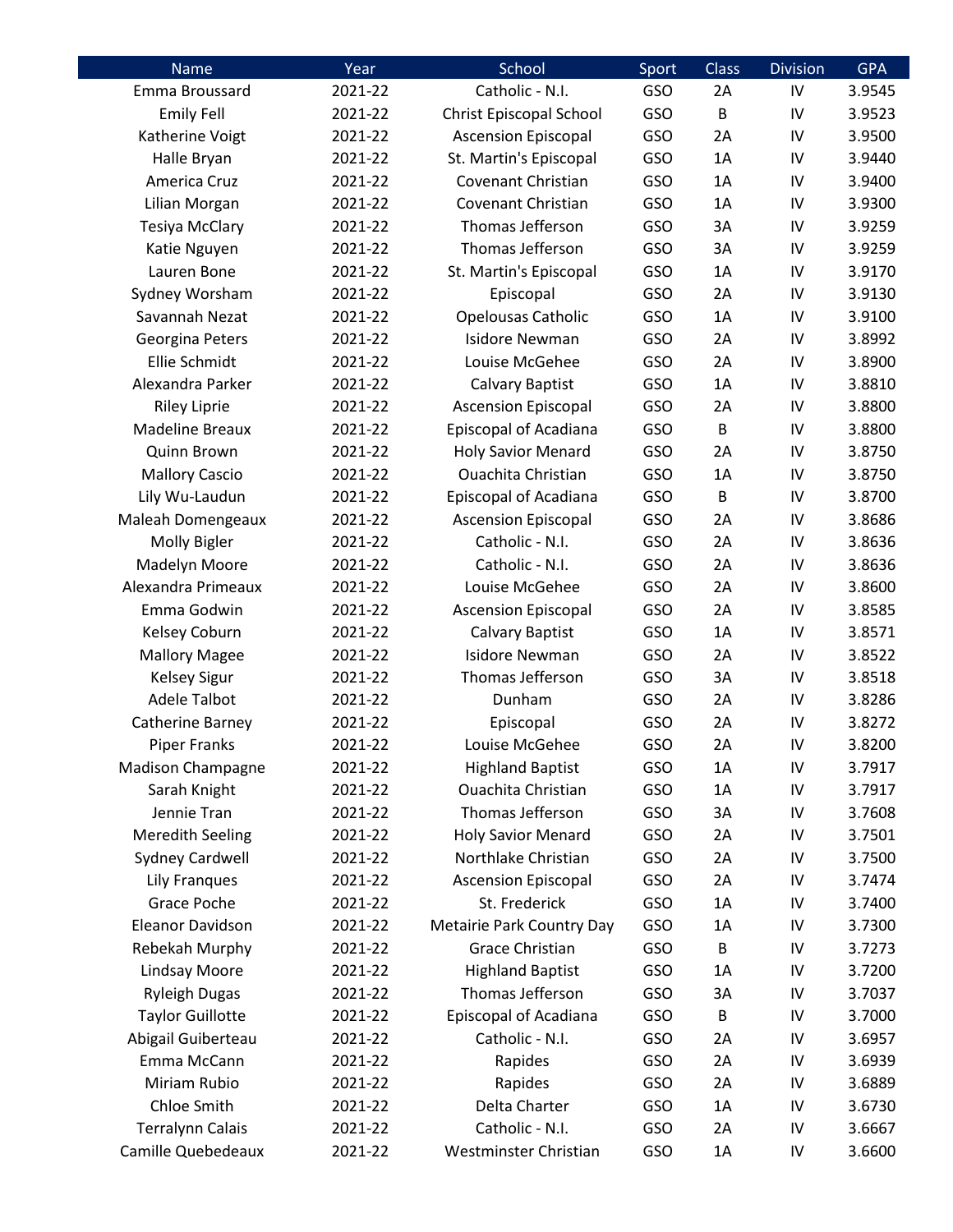| Name | Year | School | Sport | Class | Division | GPA |
|---|---|---|---|---|---|---|
| Emma Broussard | 2021-22 | Catholic - N.I. | GSO | 2A | IV | 3.9545 |
| Emily Fell | 2021-22 | Christ Episcopal School | GSO | B | IV | 3.9523 |
| Katherine Voigt | 2021-22 | Ascension Episcopal | GSO | 2A | IV | 3.9500 |
| Halle Bryan | 2021-22 | St. Martin's Episcopal | GSO | 1A | IV | 3.9440 |
| America Cruz | 2021-22 | Covenant Christian | GSO | 1A | IV | 3.9400 |
| Lilian Morgan | 2021-22 | Covenant Christian | GSO | 1A | IV | 3.9300 |
| Tesiya McClary | 2021-22 | Thomas Jefferson | GSO | 3A | IV | 3.9259 |
| Katie Nguyen | 2021-22 | Thomas Jefferson | GSO | 3A | IV | 3.9259 |
| Lauren Bone | 2021-22 | St. Martin's Episcopal | GSO | 1A | IV | 3.9170 |
| Sydney Worsham | 2021-22 | Episcopal | GSO | 2A | IV | 3.9130 |
| Savannah Nezat | 2021-22 | Opelousas Catholic | GSO | 1A | IV | 3.9100 |
| Georgina Peters | 2021-22 | Isidore Newman | GSO | 2A | IV | 3.8992 |
| Ellie Schmidt | 2021-22 | Louise McGehee | GSO | 2A | IV | 3.8900 |
| Alexandra Parker | 2021-22 | Calvary Baptist | GSO | 1A | IV | 3.8810 |
| Riley Liprie | 2021-22 | Ascension Episcopal | GSO | 2A | IV | 3.8800 |
| Madeline Breaux | 2021-22 | Episcopal of Acadiana | GSO | B | IV | 3.8800 |
| Quinn Brown | 2021-22 | Holy Savior Menard | GSO | 2A | IV | 3.8750 |
| Mallory Cascio | 2021-22 | Ouachita Christian | GSO | 1A | IV | 3.8750 |
| Lily Wu-Laudun | 2021-22 | Episcopal of Acadiana | GSO | B | IV | 3.8700 |
| Maleah Domengeaux | 2021-22 | Ascension Episcopal | GSO | 2A | IV | 3.8686 |
| Molly Bigler | 2021-22 | Catholic - N.I. | GSO | 2A | IV | 3.8636 |
| Madelyn Moore | 2021-22 | Catholic - N.I. | GSO | 2A | IV | 3.8636 |
| Alexandra Primeaux | 2021-22 | Louise McGehee | GSO | 2A | IV | 3.8600 |
| Emma Godwin | 2021-22 | Ascension Episcopal | GSO | 2A | IV | 3.8585 |
| Kelsey Coburn | 2021-22 | Calvary Baptist | GSO | 1A | IV | 3.8571 |
| Mallory Magee | 2021-22 | Isidore Newman | GSO | 2A | IV | 3.8522 |
| Kelsey Sigur | 2021-22 | Thomas Jefferson | GSO | 3A | IV | 3.8518 |
| Adele Talbot | 2021-22 | Dunham | GSO | 2A | IV | 3.8286 |
| Catherine Barney | 2021-22 | Episcopal | GSO | 2A | IV | 3.8272 |
| Piper Franks | 2021-22 | Louise McGehee | GSO | 2A | IV | 3.8200 |
| Madison Champagne | 2021-22 | Highland Baptist | GSO | 1A | IV | 3.7917 |
| Sarah Knight | 2021-22 | Ouachita Christian | GSO | 1A | IV | 3.7917 |
| Jennie Tran | 2021-22 | Thomas Jefferson | GSO | 3A | IV | 3.7608 |
| Meredith Seeling | 2021-22 | Holy Savior Menard | GSO | 2A | IV | 3.7501 |
| Sydney Cardwell | 2021-22 | Northlake Christian | GSO | 2A | IV | 3.7500 |
| Lily Franques | 2021-22 | Ascension Episcopal | GSO | 2A | IV | 3.7474 |
| Grace Poche | 2021-22 | St. Frederick | GSO | 1A | IV | 3.7400 |
| Eleanor Davidson | 2021-22 | Metairie Park Country Day | GSO | 1A | IV | 3.7300 |
| Rebekah Murphy | 2021-22 | Grace Christian | GSO | B | IV | 3.7273 |
| Lindsay Moore | 2021-22 | Highland Baptist | GSO | 1A | IV | 3.7200 |
| Ryleigh Dugas | 2021-22 | Thomas Jefferson | GSO | 3A | IV | 3.7037 |
| Taylor Guillotte | 2021-22 | Episcopal of Acadiana | GSO | B | IV | 3.7000 |
| Abigail Guiberteau | 2021-22 | Catholic - N.I. | GSO | 2A | IV | 3.6957 |
| Emma McCann | 2021-22 | Rapides | GSO | 2A | IV | 3.6939 |
| Miriam Rubio | 2021-22 | Rapides | GSO | 2A | IV | 3.6889 |
| Chloe Smith | 2021-22 | Delta Charter | GSO | 1A | IV | 3.6730 |
| Terralynn Calais | 2021-22 | Catholic - N.I. | GSO | 2A | IV | 3.6667 |
| Camille Quebedeaux | 2021-22 | Westminster Christian | GSO | 1A | IV | 3.6600 |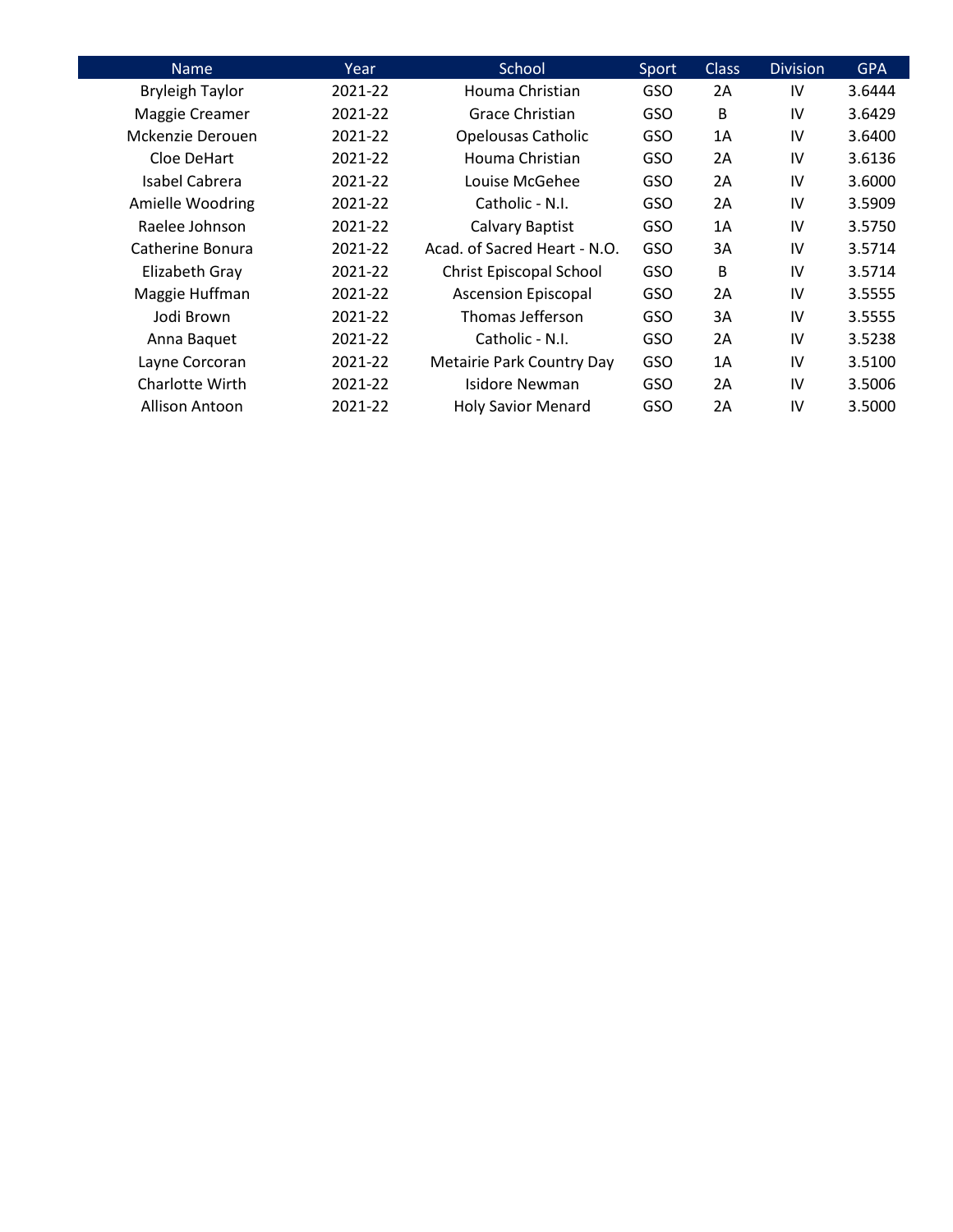| Name | Year | School | Sport | Class | Division | GPA |
|---|---|---|---|---|---|---|
| Bryleigh Taylor | 2021-22 | Houma Christian | GSO | 2A | IV | 3.6444 |
| Maggie Creamer | 2021-22 | Grace Christian | GSO | B | IV | 3.6429 |
| Mckenzie Derouen | 2021-22 | Opelousas Catholic | GSO | 1A | IV | 3.6400 |
| Cloe DeHart | 2021-22 | Houma Christian | GSO | 2A | IV | 3.6136 |
| Isabel Cabrera | 2021-22 | Louise McGehee | GSO | 2A | IV | 3.6000 |
| Amielle Woodring | 2021-22 | Catholic - N.I. | GSO | 2A | IV | 3.5909 |
| Raelee Johnson | 2021-22 | Calvary Baptist | GSO | 1A | IV | 3.5750 |
| Catherine Bonura | 2021-22 | Acad. of Sacred Heart - N.O. | GSO | 3A | IV | 3.5714 |
| Elizabeth Gray | 2021-22 | Christ Episcopal School | GSO | B | IV | 3.5714 |
| Maggie Huffman | 2021-22 | Ascension Episcopal | GSO | 2A | IV | 3.5555 |
| Jodi Brown | 2021-22 | Thomas Jefferson | GSO | 3A | IV | 3.5555 |
| Anna Baquet | 2021-22 | Catholic - N.I. | GSO | 2A | IV | 3.5238 |
| Layne Corcoran | 2021-22 | Metairie Park Country Day | GSO | 1A | IV | 3.5100 |
| Charlotte Wirth | 2021-22 | Isidore Newman | GSO | 2A | IV | 3.5006 |
| Allison Antoon | 2021-22 | Holy Savior Menard | GSO | 2A | IV | 3.5000 |